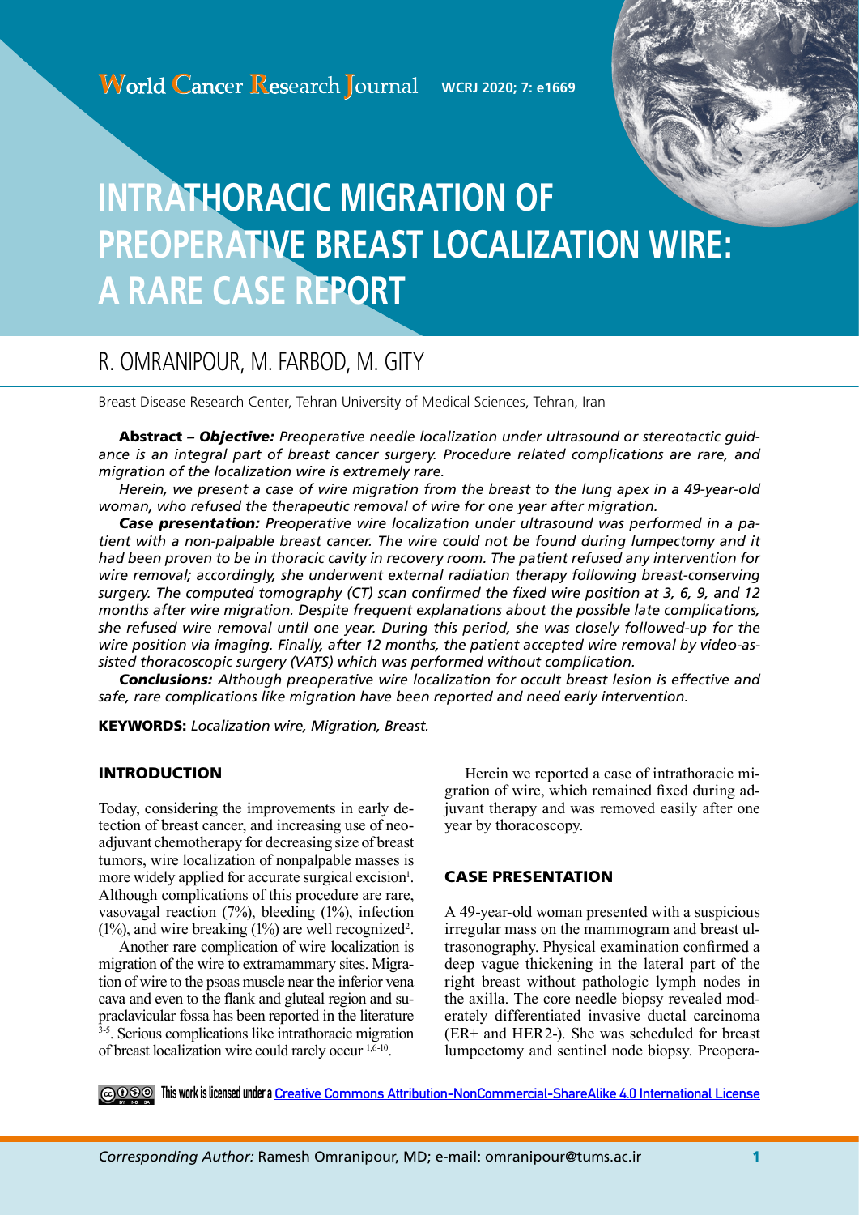# INTRATHORACIC MIGRATION OF PREOPERATIVE BREAST LOCALIZATION WIRE: A RARE CASE REPORT

R. OMRANIPOUR, M. FARBOD, M. GITY

Breast Disease Research Center, Tehran University of Medical Sciences, Tehran, Iran

**Abstract –** ***Objective:*** *Preoperative needle localization under ultrasound or stereotactic guidance is an integral part of breast cancer surgery. Procedure related complications are rare, and migration of the localization wire is extremely rare.*

*Herein, we present a case of wire migration from the breast to the lung apex in a 49-year-old woman, who refused the therapeutic removal of wire for one year after migration.*

***Case presentation:*** *Preoperative wire localization under ultrasound was performed in a patient with a non-palpable breast cancer. The wire could not be found during lumpectomy and it had been proven to be in thoracic cavity in recovery room. The patient refused any intervention for wire removal; accordingly, she underwent external radiation therapy following breast-conserving surgery. The computed tomography (CT) scan confirmed the fixed wire position at 3, 6, 9, and 12 months after wire migration. Despite frequent explanations about the possible late complications, she refused wire removal until one year. During this period, she was closely followed-up for the wire position via imaging. Finally, after 12 months, the patient accepted wire removal by video-assisted thoracoscopic surgery (VATS) which was performed without complication.*

***Conclusions:*** *Although preoperative wire localization for occult breast lesion is effective and safe, rare complications like migration have been reported and need early intervention.*

**KEYWORDS:** *Localization wire, Migration, Breast.*

## INTRODUCTION

Today, considering the improvements in early detection of breast cancer, and increasing use of neoadjuvant chemotherapy for decreasing size of breast tumors, wire localization of nonpalpable masses is more widely applied for accurate surgical excision[1]. Although complications of this procedure are rare, vasovagal reaction (7%), bleeding (1%), infection (1%), and wire breaking (1%) are well recognized[2].

Another rare complication of wire localization is migration of the wire to extramammary sites. Migration of wire to the psoas muscle near the inferior vena cava and even to the flank and gluteal region and supraclavicular fossa has been reported in the literature [3-5]. Serious complications like intrathoracic migration of breast localization wire could rarely occur [1,6-10].

Herein we reported a case of intrathoracic migration of wire, which remained fixed during adjuvant therapy and was removed easily after one year by thoracoscopy.

## CASE PRESENTATION

A 49-year-old woman presented with a suspicious irregular mass on the mammogram and breast ultrasonography. Physical examination confirmed a deep vague thickening in the lateral part of the right breast without pathologic lymph nodes in the axilla. The core needle biopsy revealed moderately differentiated invasive ductal carcinoma (ER+ and HER2-). She was scheduled for breast lumpectomy and sentinel node biopsy. Preopera-

This work is licensed under a Creative Commons Attribution-NonCommercial-ShareAlike 4.0 International License

*Corresponding Author:* Ramesh Omranipour, MD; e-mail: omranipour@tums.ac.ir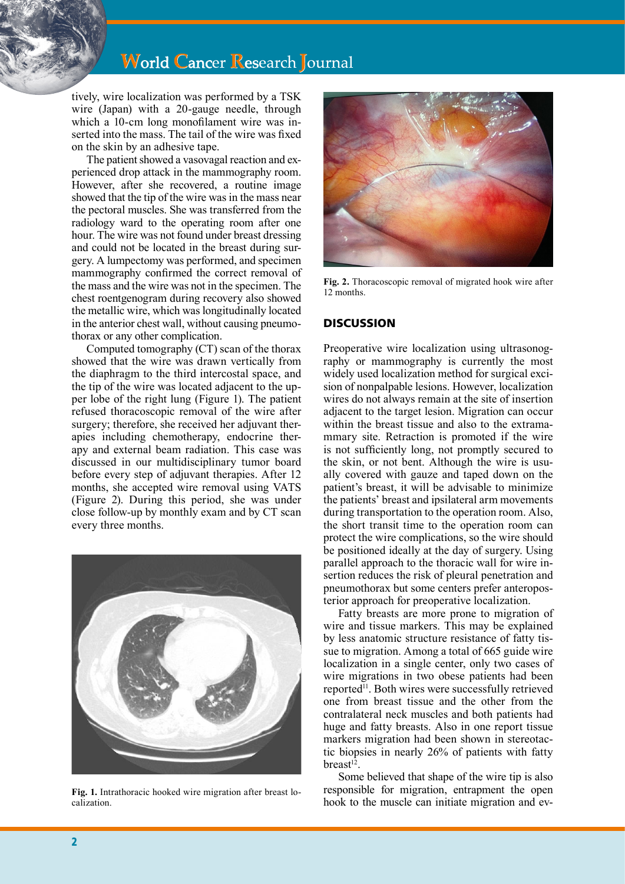tively, wire localization was performed by a TSK wire (Japan) with a 20-gauge needle, through which a 10-cm long monofilament wire was inserted into the mass. The tail of the wire was fixed on the skin by an adhesive tape.

The patient showed a vasovagal reaction and experienced drop attack in the mammography room. However, after she recovered, a routine image showed that the tip of the wire was in the mass near the pectoral muscles. She was transferred from the radiology ward to the operating room after one hour. The wire was not found under breast dressing and could not be located in the breast during surgery. A lumpectomy was performed, and specimen mammography confirmed the correct removal of the mass and the wire was not in the specimen. The chest roentgenogram during recovery also showed the metallic wire, which was longitudinally located in the anterior chest wall, without causing pneumothorax or any other complication.

Computed tomography (CT) scan of the thorax showed that the wire was drawn vertically from the diaphragm to the third intercostal space, and the tip of the wire was located adjacent to the upper lobe of the right lung (Figure 1). The patient refused thoracoscopic removal of the wire after surgery; therefore, she received her adjuvant therapies including chemotherapy, endocrine therapy and external beam radiation. This case was discussed in our multidisciplinary tumor board before every step of adjuvant therapies. After 12 months, she accepted wire removal using VATS (Figure 2). During this period, she was under close follow-up by monthly exam and by CT scan every three months.

**Fig. 1.** Intrathoracic hooked wire migration after breast localization.

**Fig. 2.** Thoracoscopic removal of migrated hook wire after 12 months.

## DISCUSSION

Preoperative wire localization using ultrasonography or mammography is currently the most widely used localization method for surgical excision of nonpalpable lesions. However, localization wires do not always remain at the site of insertion adjacent to the target lesion. Migration can occur within the breast tissue and also to the extramammary site. Retraction is promoted if the wire is not sufficiently long, not promptly secured to the skin, or not bent. Although the wire is usually covered with gauze and taped down on the patient's breast, it will be advisable to minimize the patients' breast and ipsilateral arm movements during transportation to the operation room. Also, the short transit time to the operation room can protect the wire complications, so the wire should be positioned ideally at the day of surgery. Using parallel approach to the thoracic wall for wire insertion reduces the risk of pleural penetration and pneumothorax but some centers prefer anteroposterior approach for preoperative localization.

Fatty breasts are more prone to migration of wire and tissue markers. This may be explained by less anatomic structure resistance of fatty tissue to migration. Among a total of 665 guide wire localization in a single center, only two cases of wire migrations in two obese patients had been reported[11]. Both wires were successfully retrieved one from breast tissue and the other from the contralateral neck muscles and both patients had huge and fatty breasts. Also in one report tissue markers migration had been shown in stereotactic biopsies in nearly 26% of patients with fatty breast[12].

Some believed that shape of the wire tip is also responsible for migration, entrapment the open hook to the muscle can initiate migration and ev-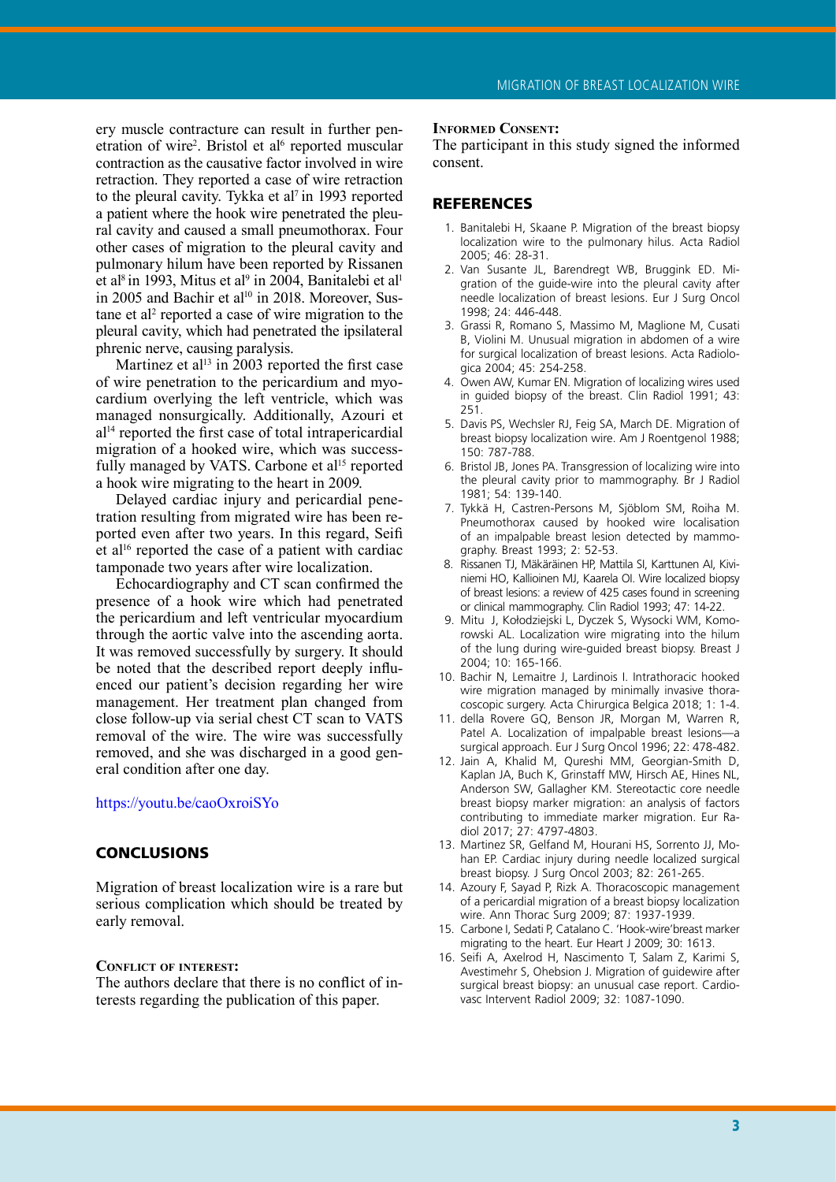ery muscle contracture can result in further penetration of wire[2]. Bristol et al[6] reported muscular contraction as the causative factor involved in wire retraction. They reported a case of wire retraction to the pleural cavity. Tykka et al[7] in 1993 reported a patient where the hook wire penetrated the pleural cavity and caused a small pneumothorax. Four other cases of migration to the pleural cavity and pulmonary hilum have been reported by Rissanen et al[8] in 1993, Mitus et al[9] in 2004, Banitalebi et al[1] in 2005 and Bachir et al[10] in 2018. Moreover, Sustane et al[2] reported a case of wire migration to the pleural cavity, which had penetrated the ipsilateral phrenic nerve, causing paralysis.

Martinez et al[13] in 2003 reported the first case of wire penetration to the pericardium and myocardium overlying the left ventricle, which was managed nonsurgically. Additionally, Azouri et al[14] reported the first case of total intrapericardial migration of a hooked wire, which was successfully managed by VATS. Carbone et al[15] reported a hook wire migrating to the heart in 2009.

Delayed cardiac injury and pericardial penetration resulting from migrated wire has been reported even after two years. In this regard, Seifi et al[16] reported the case of a patient with cardiac tamponade two years after wire localization.

Echocardiography and CT scan confirmed the presence of a hook wire which had penetrated the pericardium and left ventricular myocardium through the aortic valve into the ascending aorta. It was removed successfully by surgery. It should be noted that the described report deeply influenced our patient's decision regarding her wire management. Her treatment plan changed from close follow-up via serial chest CT scan to VATS removal of the wire. The wire was successfully removed, and she was discharged in a good general condition after one day.

https://youtu.be/caoOxroiSYo

## CONCLUSIONS

Migration of breast localization wire is a rare but serious complication which should be treated by early removal.

### Conflict of interest:

The authors declare that there is no conflict of interests regarding the publication of this paper.

### Informed Consent:

The participant in this study signed the informed consent.

## REFERENCES

1. Banitalebi H, Skaane P. Migration of the breast biopsy localization wire to the pulmonary hilus. Acta Radiol 2005; 46: 28-31.
2. Van Susante JL, Barendregt WB, Bruggink ED. Migration of the guide-wire into the pleural cavity after needle localization of breast lesions. Eur J Surg Oncol 1998; 24: 446-448.
3. Grassi R, Romano S, Massimo M, Maglione M, Cusati B, Violini M. Unusual migration in abdomen of a wire for surgical localization of breast lesions. Acta Radiologica 2004; 45: 254-258.
4. Owen AW, Kumar EN. Migration of localizing wires used in guided biopsy of the breast. Clin Radiol 1991; 43: 251.
5. Davis PS, Wechsler RJ, Feig SA, March DE. Migration of breast biopsy localization wire. Am J Roentgenol 1988; 150: 787-788.
6. Bristol JB, Jones PA. Transgression of localizing wire into the pleural cavity prior to mammography. Br J Radiol 1981; 54: 139-140.
7. Tykkä H, Castren-Persons M, Sjöblom SM, Roiha M. Pneumothorax caused by hooked wire localisation of an impalpable breast lesion detected by mammography. Breast 1993; 2: 52-53.
8. Rissanen TJ, Mäkäräinen HP, Mattila SI, Karttunen AI, Kiviniemi HO, Kallioinen MJ, Kaarela OI. Wire localized biopsy of breast lesions: a review of 425 cases found in screening or clinical mammography. Clin Radiol 1993; 47: 14-22.
9. Mitu J, Kołodziejski L, Dyczek S, Wysocki WM, Komorowski AL. Localization wire migrating into the hilum of the lung during wire-guided breast biopsy. Breast J 2004; 10: 165-166.
10. Bachir N, Lemaitre J, Lardinois I. Intrathoracic hooked wire migration managed by minimally invasive thoracoscopic surgery. Acta Chirurgica Belgica 2018; 1: 1-4.
11. della Rovere GQ, Benson JR, Morgan M, Warren R, Patel A. Localization of impalpable breast lesions—a surgical approach. Eur J Surg Oncol 1996; 22: 478-482.
12. Jain A, Khalid M, Qureshi MM, Georgian-Smith D, Kaplan JA, Buch K, Grinstaff MW, Hirsch AE, Hines NL, Anderson SW, Gallagher KM. Stereotactic core needle breast biopsy marker migration: an analysis of factors contributing to immediate marker migration. Eur Radiol 2017; 27: 4797-4803.
13. Martinez SR, Gelfand M, Hourani HS, Sorrento JJ, Mohan EP. Cardiac injury during needle localized surgical breast biopsy. J Surg Oncol 2003; 82: 261-265.
14. Azoury F, Sayad P, Rizk A. Thoracoscopic management of a pericardial migration of a breast biopsy localization wire. Ann Thorac Surg 2009; 87: 1937-1939.
15. Carbone I, Sedati P, Catalano C. 'Hook-wire'breast marker migrating to the heart. Eur Heart J 2009; 30: 1613.
16. Seifi A, Axelrod H, Nascimento T, Salam Z, Karimi S, Avestimehr S, Ohebsion J. Migration of guidewire after surgical breast biopsy: an unusual case report. Cardiovasc Intervent Radiol 2009; 32: 1087-1090.